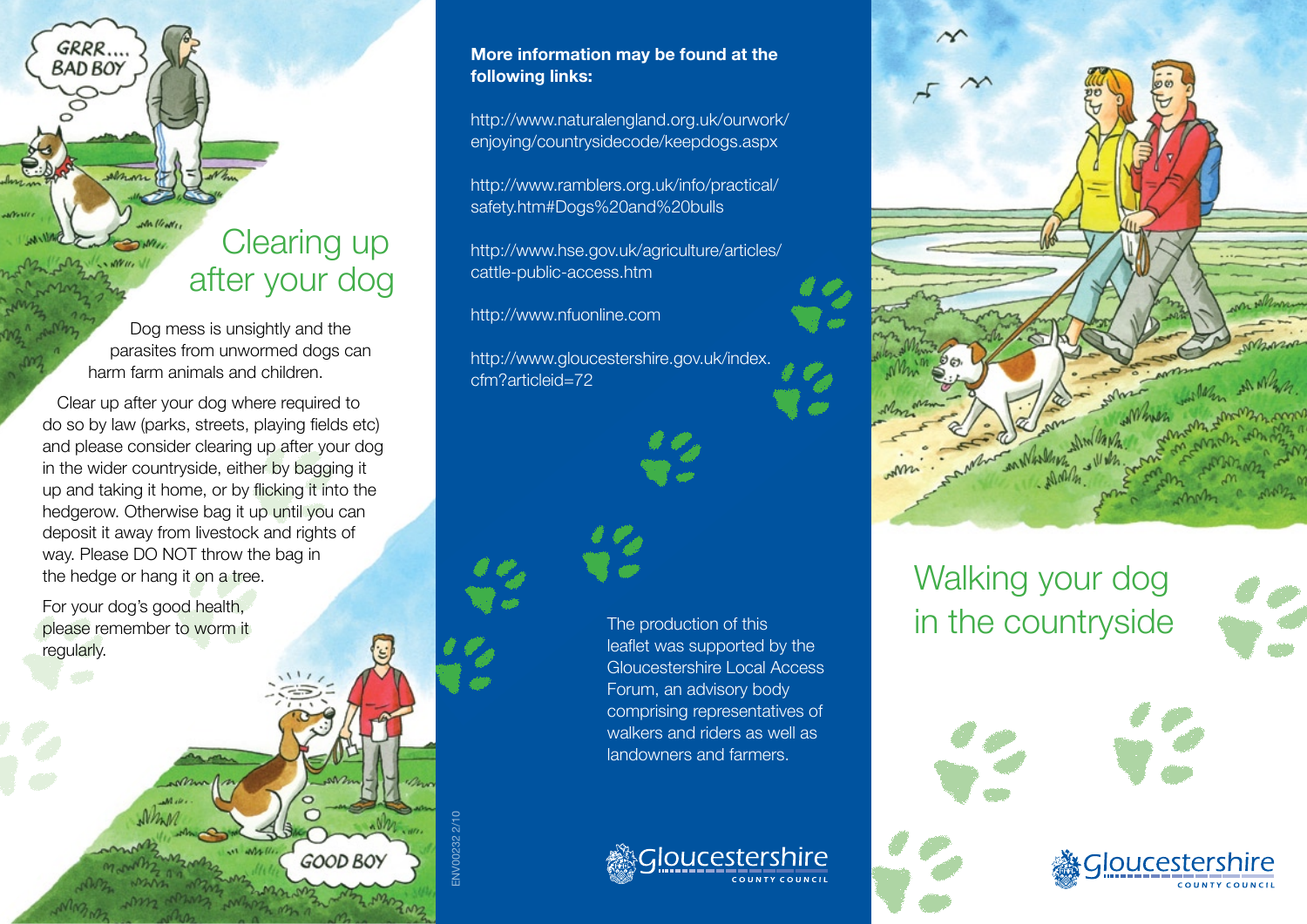## Clearing up after your dog

Dog mess is unsightly and the parasites from unwormed dogs can harm farm animals and children.

Clear up after your dog where required to do so by law (parks, streets, playing fields etc) and please consider clearing up after your dog in the wider countryside, either by bagging it up and taking it home, or by flicking it into the hedgerow. Otherwise bag it up until you can deposit it away from livestock and rights of way. Please DO NOT throw the bag in the hedge or hang it on a tree.

For your dog's good health, please remember to worm it regularly.

**More information may be found at the following links:**

http://www.naturalengland.org.uk/ourwork/enjoying/countrysidecode/keepdogs.aspx

http://www.ramblers.org.uk/info/practical/safety.htm#Dogs%20and%20bulls

http://www.hse.gov.uk/agriculture/articles/cattle-public-access.htm

http://www.nfuonline.com

http://www.gloucestershire.gov.uk/index.cfm?articleid=72

The production of this leaflet was supported by the Gloucestershire Local Access Forum, an advisory body comprising representatives of walkers and riders as well as landowners and farmers.

ENV00232 2/10

Gloucestershire County Council

# Walking your dog in the countryside

Gloucestershire County Council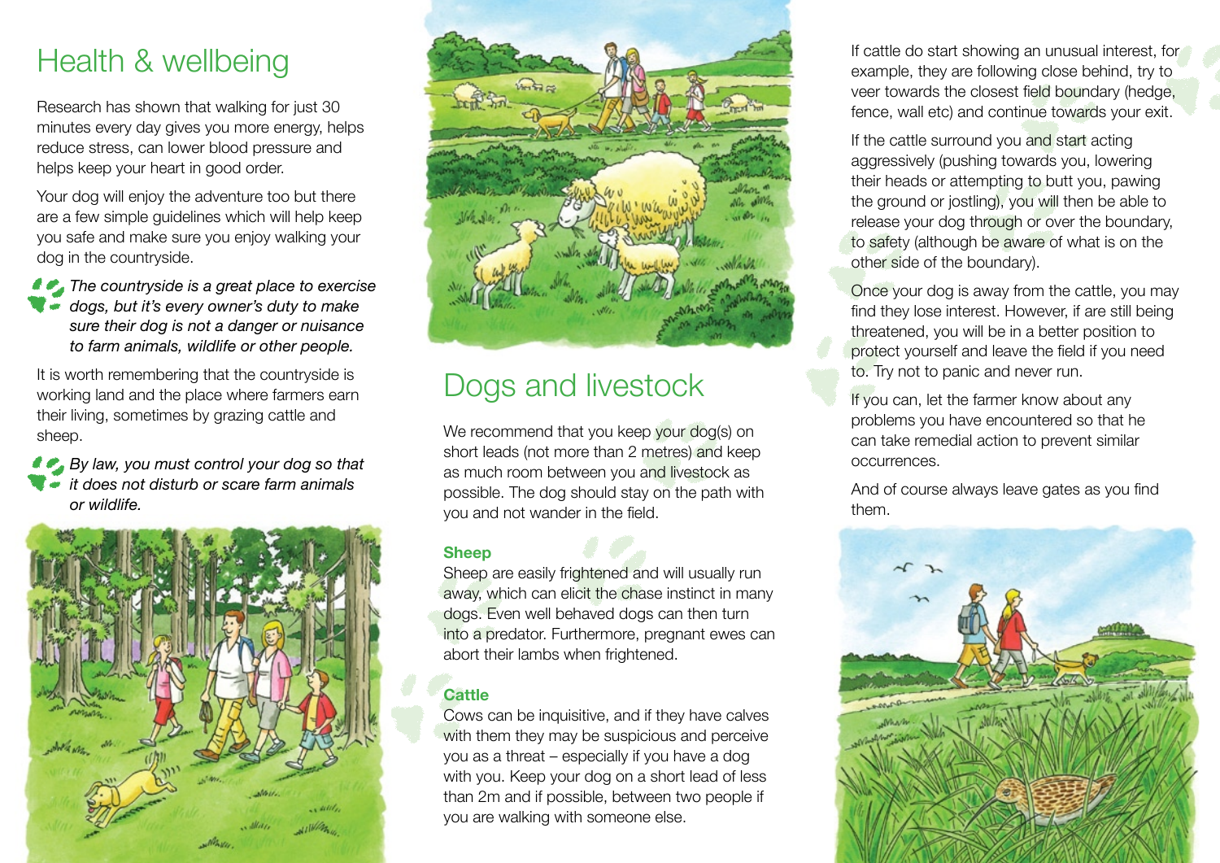# Health & wellbeing

Research has shown that walking for just 30 minutes every day gives you more energy, helps reduce stress, can lower blood pressure and helps keep your heart in good order.

Your dog will enjoy the adventure too but there are a few simple guidelines which will help keep you safe and make sure you enjoy walking your dog in the countryside.

*The countryside is a great place to exercise dogs, but it's every owner's duty to make sure their dog is not a danger or nuisance to farm animals, wildlife or other people.*

It is worth remembering that the countryside is working land and the place where farmers earn their living, sometimes by grazing cattle and sheep.

*By law, you must control your dog so that it does not disturb or scare farm animals or wildlife.*

# Dogs and livestock

We recommend that you keep your dog(s) on short leads (not more than 2 metres) and keep as much room between you and livestock as possible. The dog should stay on the path with you and not wander in the field.

**Sheep**

Sheep are easily frightened and will usually run away, which can elicit the chase instinct in many dogs. Even well behaved dogs can then turn into a predator. Furthermore, pregnant ewes can abort their lambs when frightened.

**Cattle**

Cows can be inquisitive, and if they have calves with them they may be suspicious and perceive you as a threat – especially if you have a dog with you. Keep your dog on a short lead of less than 2m and if possible, between two people if you are walking with someone else.

If cattle do start showing an unusual interest, for example, they are following close behind, try to veer towards the closest field boundary (hedge, fence, wall etc) and continue towards your exit.

If the cattle surround you and start acting aggressively (pushing towards you, lowering their heads or attempting to butt you, pawing the ground or jostling), you will then be able to release your dog through or over the boundary, to safety (although be aware of what is on the other side of the boundary).

Once your dog is away from the cattle, you may find they lose interest. However, if are still being threatened, you will be in a better position to protect yourself and leave the field if you need to. Try not to panic and never run.

If you can, let the farmer know about any problems you have encountered so that he can take remedial action to prevent similar occurrences.

And of course always leave gates as you find them.